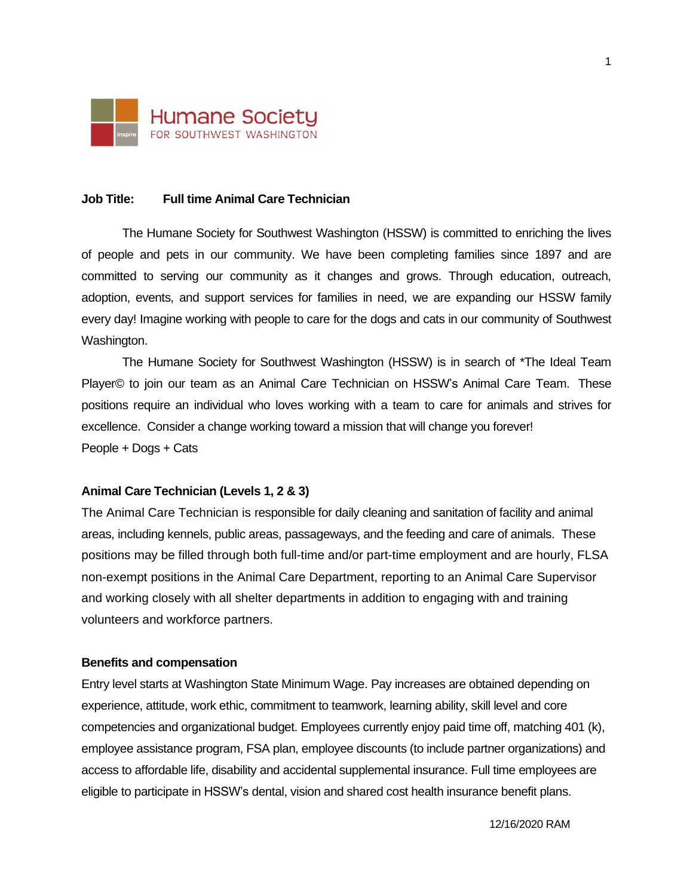Humane Society
FOR SOUTHWEST WASHINGTON

**Job Title:** **Full time Animal Care Technician**

The Humane Society for Southwest Washington (HSSW) is committed to enriching the lives of people and pets in our community. We have been completing families since 1897 and are committed to serving our community as it changes and grows. Through education, outreach, adoption, events, and support services for families in need, we are expanding our HSSW family every day! Imagine working with people to care for the dogs and cats in our community of Southwest Washington.

The Humane Society for Southwest Washington (HSSW) is in search of *The Ideal Team Player© to join our team as an Animal Care Technician on HSSW's Animal Care Team. These positions require an individual who loves working with a team to care for animals and strives for excellence. Consider a change working toward a mission that will change you forever!
People + Dogs + Cats

**Animal Care Technician (Levels 1, 2 & 3)**

The Animal Care Technician is responsible for daily cleaning and sanitation of facility and animal areas, including kennels, public areas, passageways, and the feeding and care of animals. These positions may be filled through both full-time and/or part-time employment and are hourly, FLSA non-exempt positions in the Animal Care Department, reporting to an Animal Care Supervisor and working closely with all shelter departments in addition to engaging with and training volunteers and workforce partners.

**Benefits and compensation**

Entry level starts at Washington State Minimum Wage. Pay increases are obtained depending on experience, attitude, work ethic, commitment to teamwork, learning ability, skill level and core competencies and organizational budget. Employees currently enjoy paid time off, matching 401 (k), employee assistance program, FSA plan, employee discounts (to include partner organizations) and access to affordable life, disability and accidental supplemental insurance. Full time employees are eligible to participate in HSSW's dental, vision and shared cost health insurance benefit plans.

12/16/2020 RAM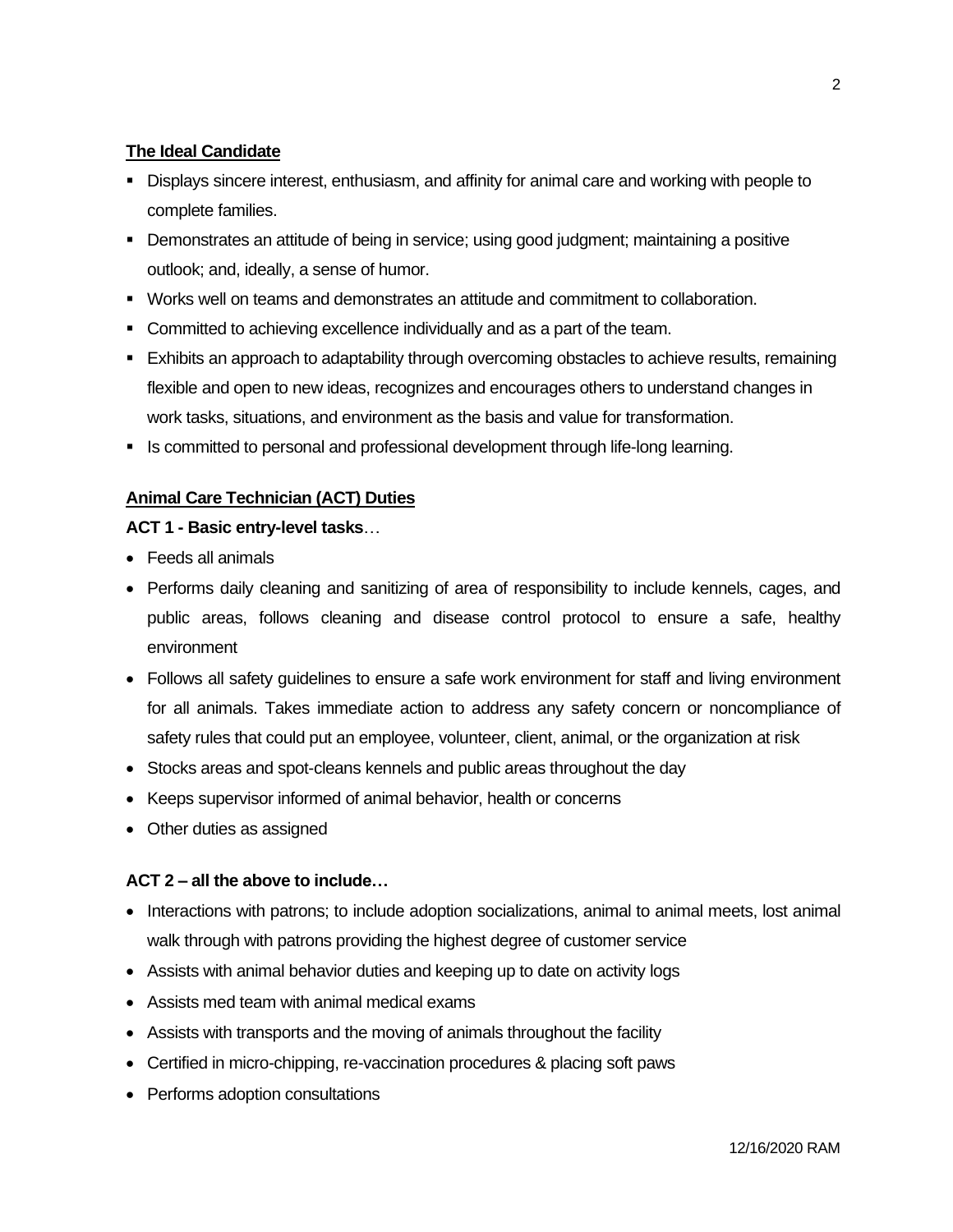**The Ideal Candidate**

- Displays sincere interest, enthusiasm, and affinity for animal care and working with people to complete families.
- Demonstrates an attitude of being in service; using good judgment; maintaining a positive outlook; and, ideally, a sense of humor.
- Works well on teams and demonstrates an attitude and commitment to collaboration.
- Committed to achieving excellence individually and as a part of the team.
- Exhibits an approach to adaptability through overcoming obstacles to achieve results, remaining flexible and open to new ideas, recognizes and encourages others to understand changes in work tasks, situations, and environment as the basis and value for transformation.
- Is committed to personal and professional development through life-long learning.

**Animal Care Technician (ACT) Duties**

**ACT 1 - Basic entry-level tasks**…

- Feeds all animals
- Performs daily cleaning and sanitizing of area of responsibility to include kennels, cages, and public areas, follows cleaning and disease control protocol to ensure a safe, healthy environment
- Follows all safety guidelines to ensure a safe work environment for staff and living environment for all animals. Takes immediate action to address any safety concern or noncompliance of safety rules that could put an employee, volunteer, client, animal, or the organization at risk
- Stocks areas and spot-cleans kennels and public areas throughout the day
- Keeps supervisor informed of animal behavior, health or concerns
- Other duties as assigned

**ACT 2 – all the above to include…**

- Interactions with patrons; to include adoption socializations, animal to animal meets, lost animal walk through with patrons providing the highest degree of customer service
- Assists with animal behavior duties and keeping up to date on activity logs
- Assists med team with animal medical exams
- Assists with transports and the moving of animals throughout the facility
- Certified in micro-chipping, re-vaccination procedures & placing soft paws
- Performs adoption consultations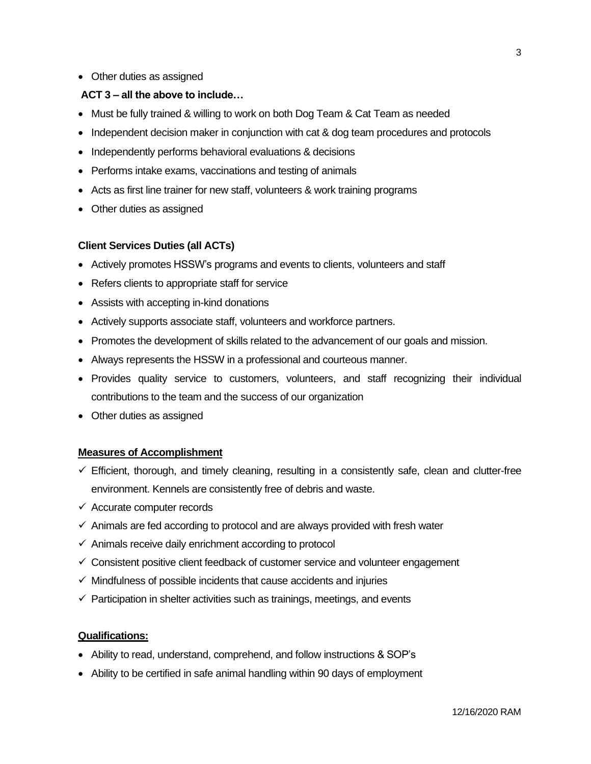- Other duties as assigned

**ACT 3 – all the above to include…**

- Must be fully trained & willing to work on both Dog Team & Cat Team as needed
- Independent decision maker in conjunction with cat & dog team procedures and protocols
- Independently performs behavioral evaluations & decisions
- Performs intake exams, vaccinations and testing of animals
- Acts as first line trainer for new staff, volunteers & work training programs
- Other duties as assigned

**Client Services Duties (all ACTs)**

- Actively promotes HSSW's programs and events to clients, volunteers and staff
- Refers clients to appropriate staff for service
- Assists with accepting in-kind donations
- Actively supports associate staff, volunteers and workforce partners.
- Promotes the development of skills related to the advancement of our goals and mission.
- Always represents the HSSW in a professional and courteous manner.
- Provides quality service to customers, volunteers, and staff recognizing their individual contributions to the team and the success of our organization
- Other duties as assigned

**Measures of Accomplishment**

- ✓ Efficient, thorough, and timely cleaning, resulting in a consistently safe, clean and clutter-free environment. Kennels are consistently free of debris and waste.
- ✓ Accurate computer records
- ✓ Animals are fed according to protocol and are always provided with fresh water
- ✓ Animals receive daily enrichment according to protocol
- ✓ Consistent positive client feedback of customer service and volunteer engagement
- ✓ Mindfulness of possible incidents that cause accidents and injuries
- ✓ Participation in shelter activities such as trainings, meetings, and events

**Qualifications:**

- Ability to read, understand, comprehend, and follow instructions & SOP's
- Ability to be certified in safe animal handling within 90 days of employment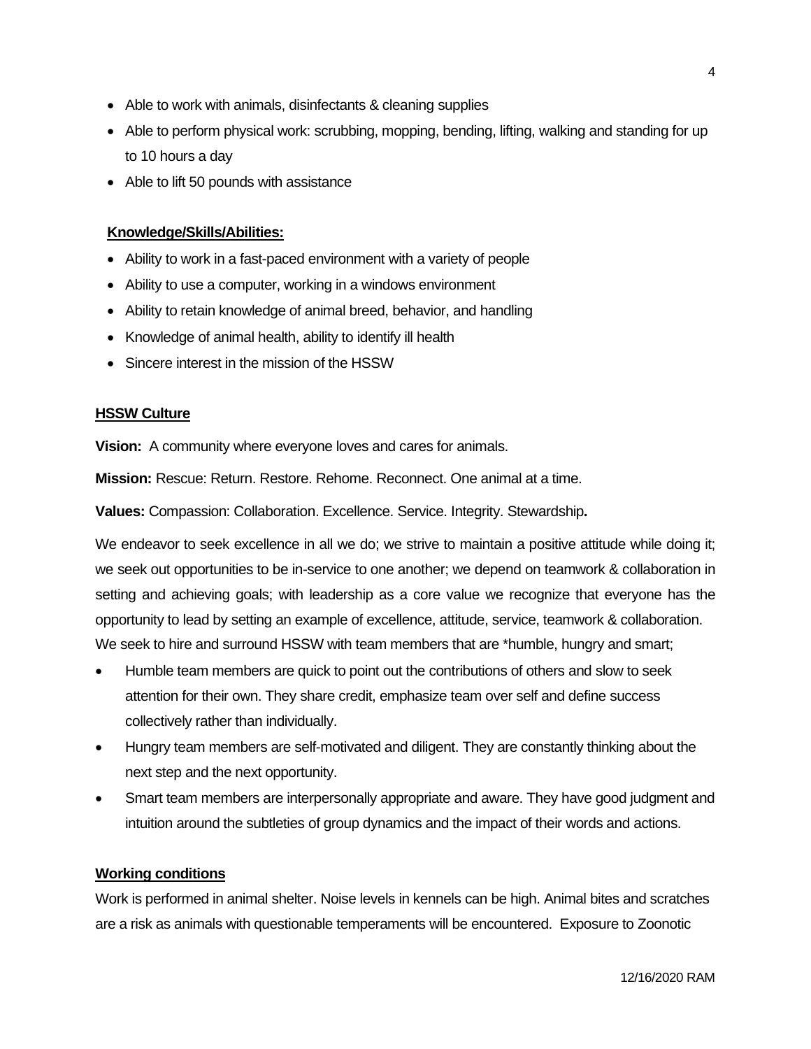- Able to work with animals, disinfectants & cleaning supplies
- Able to perform physical work: scrubbing, mopping, bending, lifting, walking and standing for up to 10 hours a day
- Able to lift 50 pounds with assistance

**Knowledge/Skills/Abilities:**

- Ability to work in a fast-paced environment with a variety of people
- Ability to use a computer, working in a windows environment
- Ability to retain knowledge of animal breed, behavior, and handling
- Knowledge of animal health, ability to identify ill health
- Sincere interest in the mission of the HSSW

**HSSW Culture**

**Vision:** A community where everyone loves and cares for animals.

**Mission:** Rescue: Return. Restore. Rehome. Reconnect. One animal at a time.

**Values:** Compassion: Collaboration. Excellence. Service. Integrity. Stewardship**.**

We endeavor to seek excellence in all we do; we strive to maintain a positive attitude while doing it; we seek out opportunities to be in-service to one another; we depend on teamwork & collaboration in setting and achieving goals; with leadership as a core value we recognize that everyone has the opportunity to lead by setting an example of excellence, attitude, service, teamwork & collaboration. We seek to hire and surround HSSW with team members that are *humble, hungry and smart;

- Humble team members are quick to point out the contributions of others and slow to seek attention for their own. They share credit, emphasize team over self and define success collectively rather than individually.
- Hungry team members are self-motivated and diligent. They are constantly thinking about the next step and the next opportunity.
- Smart team members are interpersonally appropriate and aware. They have good judgment and intuition around the subtleties of group dynamics and the impact of their words and actions.

**Working conditions**

Work is performed in animal shelter. Noise levels in kennels can be high. Animal bites and scratches are a risk as animals with questionable temperaments will be encountered. Exposure to Zoonotic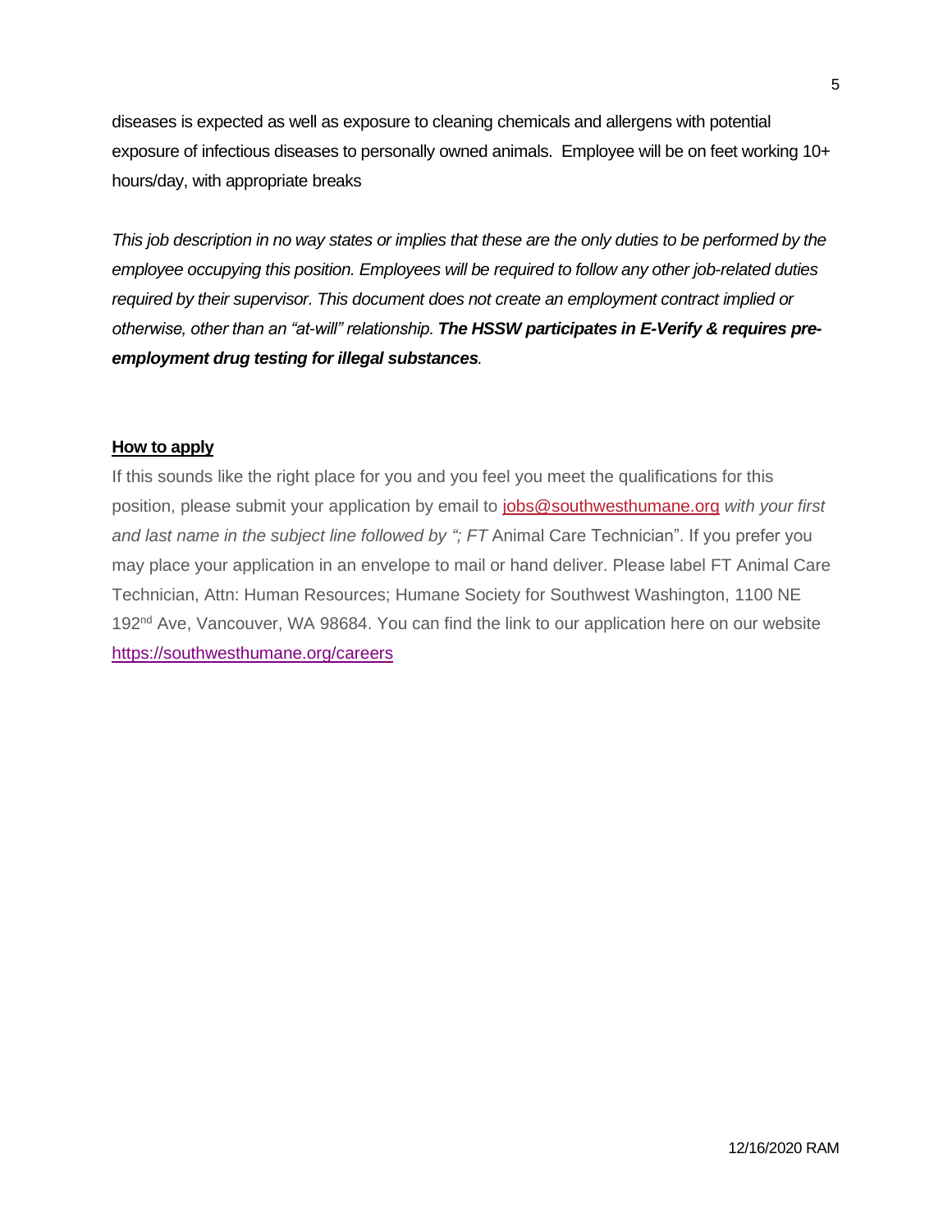diseases is expected as well as exposure to cleaning chemicals and allergens with potential exposure of infectious diseases to personally owned animals. Employee will be on feet working 10+ hours/day, with appropriate breaks

*This job description in no way states or implies that these are the only duties to be performed by the employee occupying this position. Employees will be required to follow any other job-related duties required by their supervisor. This document does not create an employment contract implied or otherwise, other than an "at-will" relationship.* ***The HSSW participates in E-Verify & requires pre-employment drug testing for illegal substances.***

## How to apply

If this sounds like the right place for you and you feel you meet the qualifications for this position, please submit your application by email to jobs@southwesthumane.org *with your first and last name in the subject line followed by "; FT* Animal Care Technician". If you prefer you may place your application in an envelope to mail or hand deliver. Please label FT Animal Care Technician, Attn: Human Resources; Humane Society for Southwest Washington, 1100 NE 192nd Ave, Vancouver, WA 98684. You can find the link to our application here on our website https://southwesthumane.org/careers

12/16/2020 RAM